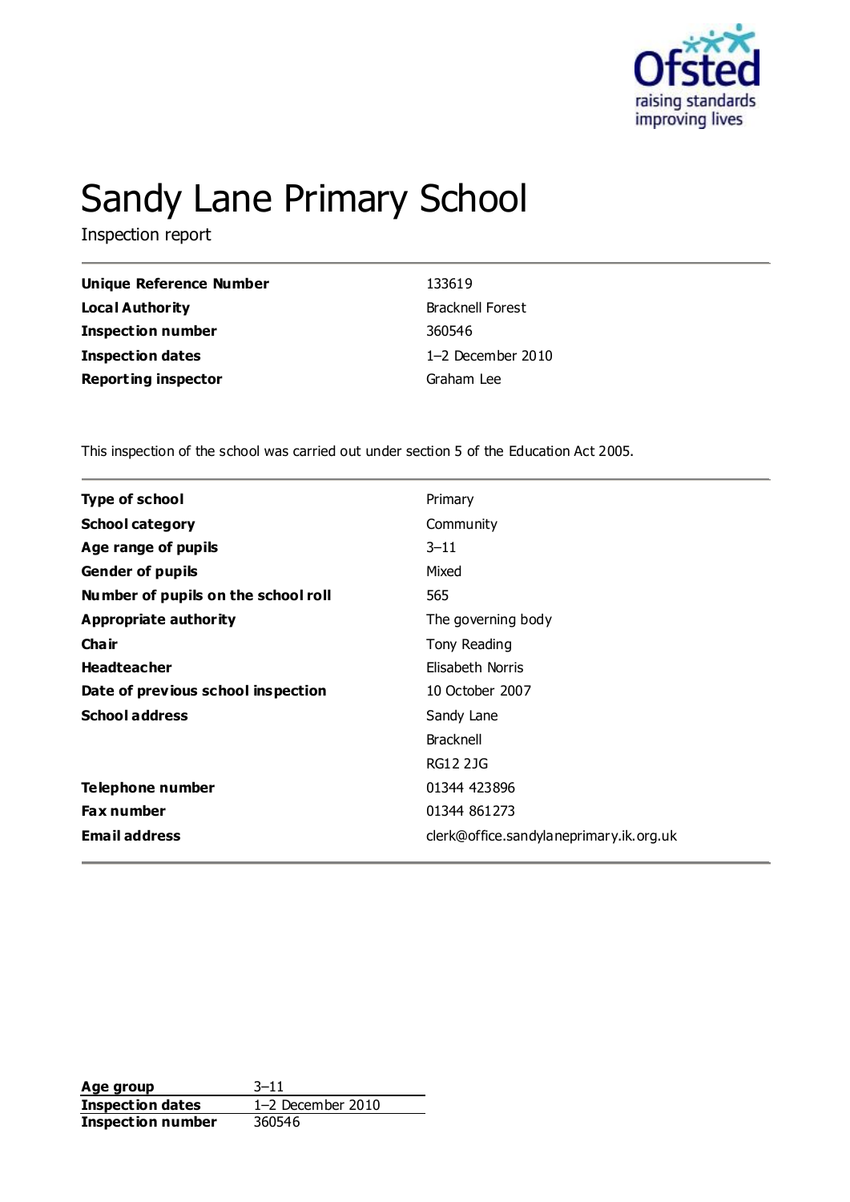# Sandy Lane Primary School

Inspection report

| | |
|---|---|
| **Unique Reference Number** | 133619 |
| **Local Authority** | Bracknell Forest |
| **Inspection number** | 360546 |
| **Inspection dates** | 1–2 December 2010 |
| **Reporting inspector** | Graham Lee |

This inspection of the school was carried out under section 5 of the Education Act 2005.

| | |
|---|---|
| **Type of school** | Primary |
| **School category** | Community |
| **Age range of pupils** | 3–11 |
| **Gender of pupils** | Mixed |
| **Number of pupils on the school roll** | 565 |
| **Appropriate authority** | The governing body |
| **Chair** | Tony Reading |
| **Headteacher** | Elisabeth Norris |
| **Date of previous school inspection** | 10 October 2007 |
| **School address** | Sandy Lane<br>Bracknell<br>RG12 2JG |
| **Telephone number** | 01344 423896 |
| **Fax number** | 01344 861273 |
| **Email address** | clerk@office.sandylaneprimary.ik.org.uk |

| | |
|---|---|
| **Age group** | 3–11 |
| **Inspection dates** | 1–2 December 2010 |
| **Inspection number** | 360546 |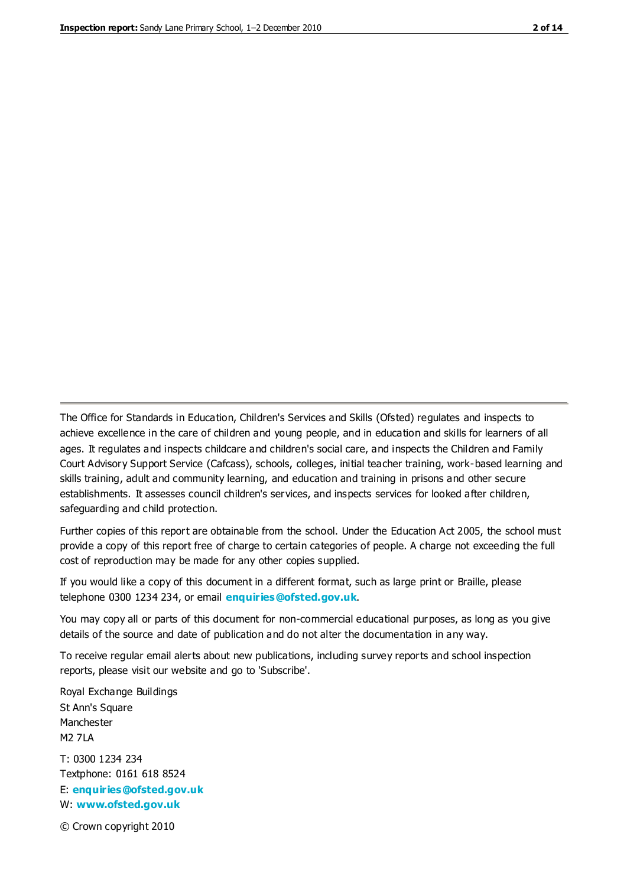The Office for Standards in Education, Children's Services and Skills (Ofsted) regulates and inspects to achieve excellence in the care of children and young people, and in education and skills for learners of all ages. It regulates and inspects childcare and children's social care, and inspects the Children and Family Court Advisory Support Service (Cafcass), schools, colleges, initial teacher training, work-based learning and skills training, adult and community learning, and education and training in prisons and other secure establishments. It assesses council children's services, and inspects services for looked after children, safeguarding and child protection.

Further copies of this report are obtainable from the school. Under the Education Act 2005, the school must provide a copy of this report free of charge to certain categories of people. A charge not exceeding the full cost of reproduction may be made for any other copies supplied.

If you would like a copy of this document in a different format, such as large print or Braille, please telephone 0300 1234 234, or email **enquiries@ofsted.gov.uk**.

You may copy all or parts of this document for non-commercial educational purposes, as long as you give details of the source and date of publication and do not alter the documentation in any way.

To receive regular email alerts about new publications, including survey reports and school inspection reports, please visit our website and go to 'Subscribe'.

Royal Exchange Buildings
St Ann's Square
Manchester
M2 7LA

T: 0300 1234 234
Textphone: 0161 618 8524
E: **enquiries@ofsted.gov.uk**
W: **www.ofsted.gov.uk**

© Crown copyright 2010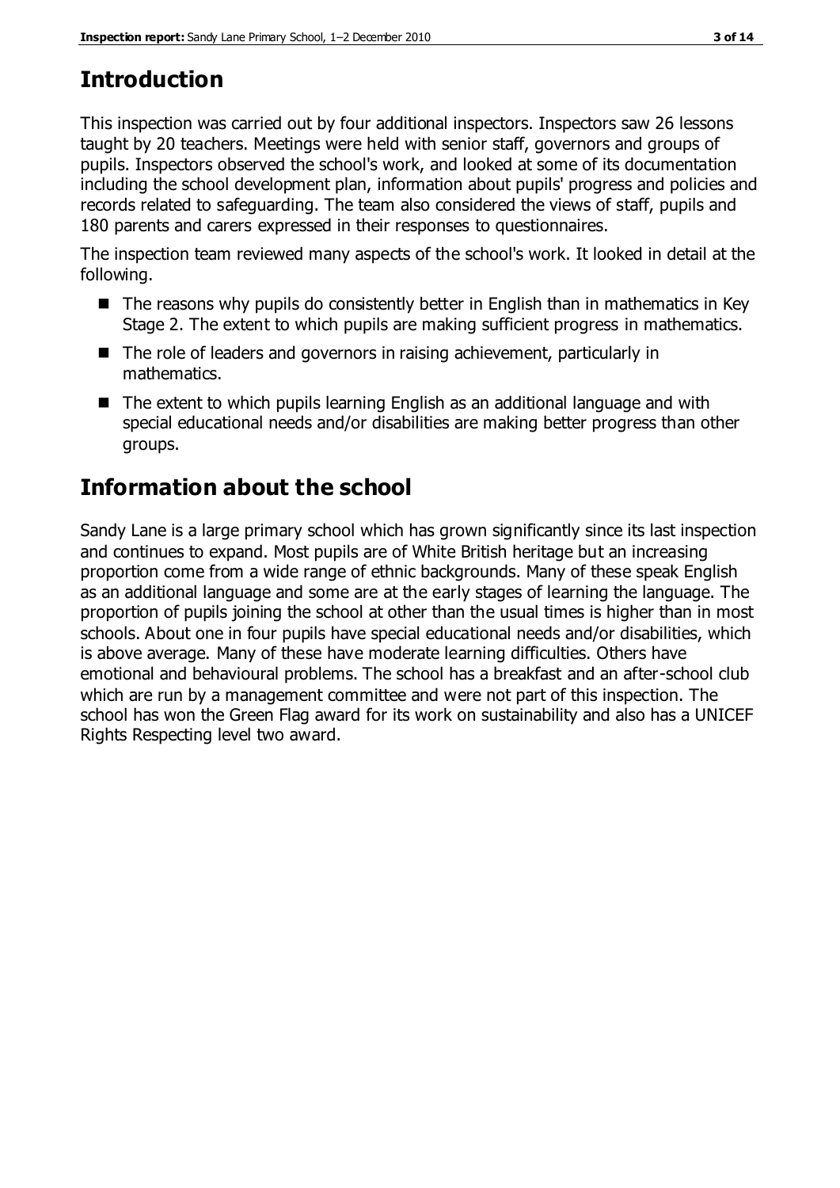## Introduction

This inspection was carried out by four additional inspectors. Inspectors saw 26 lessons taught by 20 teachers. Meetings were held with senior staff, governors and groups of pupils. Inspectors observed the school's work, and looked at some of its documentation including the school development plan, information about pupils' progress and policies and records related to safeguarding. The team also considered the views of staff, pupils and 180 parents and carers expressed in their responses to questionnaires.

The inspection team reviewed many aspects of the school's work. It looked in detail at the following.

- The reasons why pupils do consistently better in English than in mathematics in Key Stage 2. The extent to which pupils are making sufficient progress in mathematics.
- The role of leaders and governors in raising achievement, particularly in mathematics.
- The extent to which pupils learning English as an additional language and with special educational needs and/or disabilities are making better progress than other groups.

## Information about the school

Sandy Lane is a large primary school which has grown significantly since its last inspection and continues to expand. Most pupils are of White British heritage but an increasing proportion come from a wide range of ethnic backgrounds. Many of these speak English as an additional language and some are at the early stages of learning the language. The proportion of pupils joining the school at other than the usual times is higher than in most schools. About one in four pupils have special educational needs and/or disabilities, which is above average. Many of these have moderate learning difficulties. Others have emotional and behavioural problems. The school has a breakfast and an after-school club which are run by a management committee and were not part of this inspection. The school has won the Green Flag award for its work on sustainability and also has a UNICEF Rights Respecting level two award.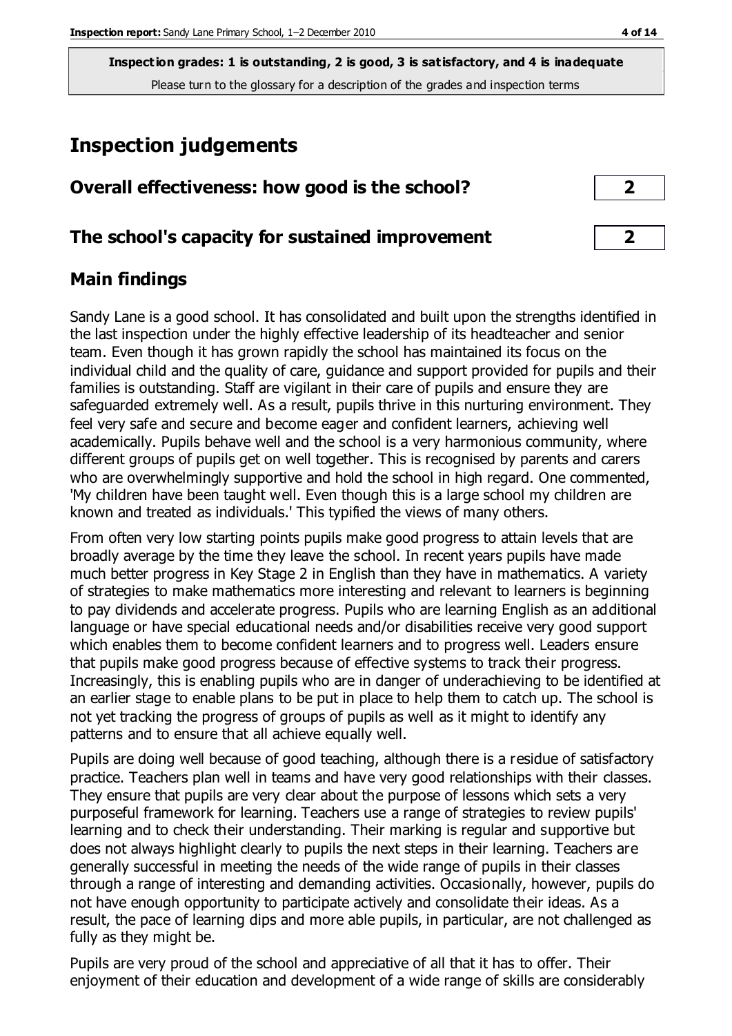**Inspection grades: 1 is outstanding, 2 is good, 3 is satisfactory, and 4 is inadequate**
Please turn to the glossary for a description of the grades and inspection terms

# Inspection judgements

| **Overall effectiveness: how good is the school?** | **2** |
|---|---|
| **The school's capacity for sustained improvement** | **2** |

## Main findings

Sandy Lane is a good school. It has consolidated and built upon the strengths identified in the last inspection under the highly effective leadership of its headteacher and senior team. Even though it has grown rapidly the school has maintained its focus on the individual child and the quality of care, guidance and support provided for pupils and their families is outstanding. Staff are vigilant in their care of pupils and ensure they are safeguarded extremely well. As a result, pupils thrive in this nurturing environment. They feel very safe and secure and become eager and confident learners, achieving well academically. Pupils behave well and the school is a very harmonious community, where different groups of pupils get on well together. This is recognised by parents and carers who are overwhelmingly supportive and hold the school in high regard. One commented, 'My children have been taught well. Even though this is a large school my children are known and treated as individuals.' This typified the views of many others.

From often very low starting points pupils make good progress to attain levels that are broadly average by the time they leave the school. In recent years pupils have made much better progress in Key Stage 2 in English than they have in mathematics. A variety of strategies to make mathematics more interesting and relevant to learners is beginning to pay dividends and accelerate progress. Pupils who are learning English as an additional language or have special educational needs and/or disabilities receive very good support which enables them to become confident learners and to progress well. Leaders ensure that pupils make good progress because of effective systems to track their progress. Increasingly, this is enabling pupils who are in danger of underachieving to be identified at an earlier stage to enable plans to be put in place to help them to catch up. The school is not yet tracking the progress of groups of pupils as well as it might to identify any patterns and to ensure that all achieve equally well.

Pupils are doing well because of good teaching, although there is a residue of satisfactory practice. Teachers plan well in teams and have very good relationships with their classes. They ensure that pupils are very clear about the purpose of lessons which sets a very purposeful framework for learning. Teachers use a range of strategies to review pupils' learning and to check their understanding. Their marking is regular and supportive but does not always highlight clearly to pupils the next steps in their learning. Teachers are generally successful in meeting the needs of the wide range of pupils in their classes through a range of interesting and demanding activities. Occasionally, however, pupils do not have enough opportunity to participate actively and consolidate their ideas. As a result, the pace of learning dips and more able pupils, in particular, are not challenged as fully as they might be.

Pupils are very proud of the school and appreciative of all that it has to offer. Their enjoyment of their education and development of a wide range of skills are considerably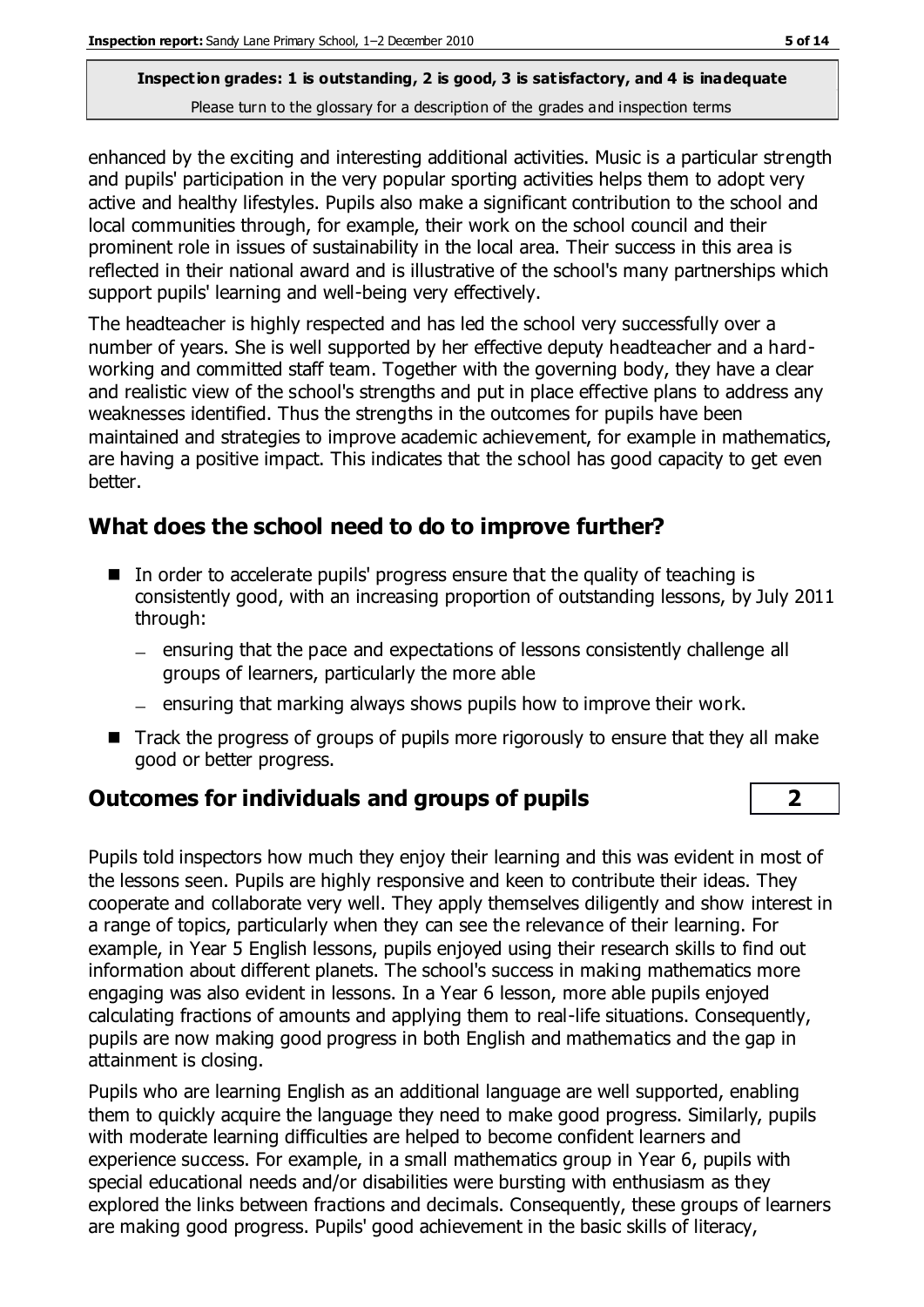enhanced by the exciting and interesting additional activities. Music is a particular strength and pupils' participation in the very popular sporting activities helps them to adopt very active and healthy lifestyles. Pupils also make a significant contribution to the school and local communities through, for example, their work on the school council and their prominent role in issues of sustainability in the local area. Their success in this area is reflected in their national award and is illustrative of the school's many partnerships which support pupils' learning and well-being very effectively.

The headteacher is highly respected and has led the school very successfully over a number of years. She is well supported by her effective deputy headteacher and a hard-working and committed staff team. Together with the governing body, they have a clear and realistic view of the school's strengths and put in place effective plans to address any weaknesses identified. Thus the strengths in the outcomes for pupils have been maintained and strategies to improve academic achievement, for example in mathematics, are having a positive impact. This indicates that the school has good capacity to get even better.

## What does the school need to do to improve further?

- In order to accelerate pupils' progress ensure that the quality of teaching is consistently good, with an increasing proportion of outstanding lessons, by July 2011 through:
  - ensuring that the pace and expectations of lessons consistently challenge all groups of learners, particularly the more able
  - ensuring that marking always shows pupils how to improve their work.
- Track the progress of groups of pupils more rigorously to ensure that they all make good or better progress.

## Outcomes for individuals and groups of pupils — 2

Pupils told inspectors how much they enjoy their learning and this was evident in most of the lessons seen. Pupils are highly responsive and keen to contribute their ideas. They cooperate and collaborate very well. They apply themselves diligently and show interest in a range of topics, particularly when they can see the relevance of their learning. For example, in Year 5 English lessons, pupils enjoyed using their research skills to find out information about different planets. The school's success in making mathematics more engaging was also evident in lessons. In a Year 6 lesson, more able pupils enjoyed calculating fractions of amounts and applying them to real-life situations. Consequently, pupils are now making good progress in both English and mathematics and the gap in attainment is closing.

Pupils who are learning English as an additional language are well supported, enabling them to quickly acquire the language they need to make good progress. Similarly, pupils with moderate learning difficulties are helped to become confident learners and experience success. For example, in a small mathematics group in Year 6, pupils with special educational needs and/or disabilities were bursting with enthusiasm as they explored the links between fractions and decimals. Consequently, these groups of learners are making good progress. Pupils' good achievement in the basic skills of literacy,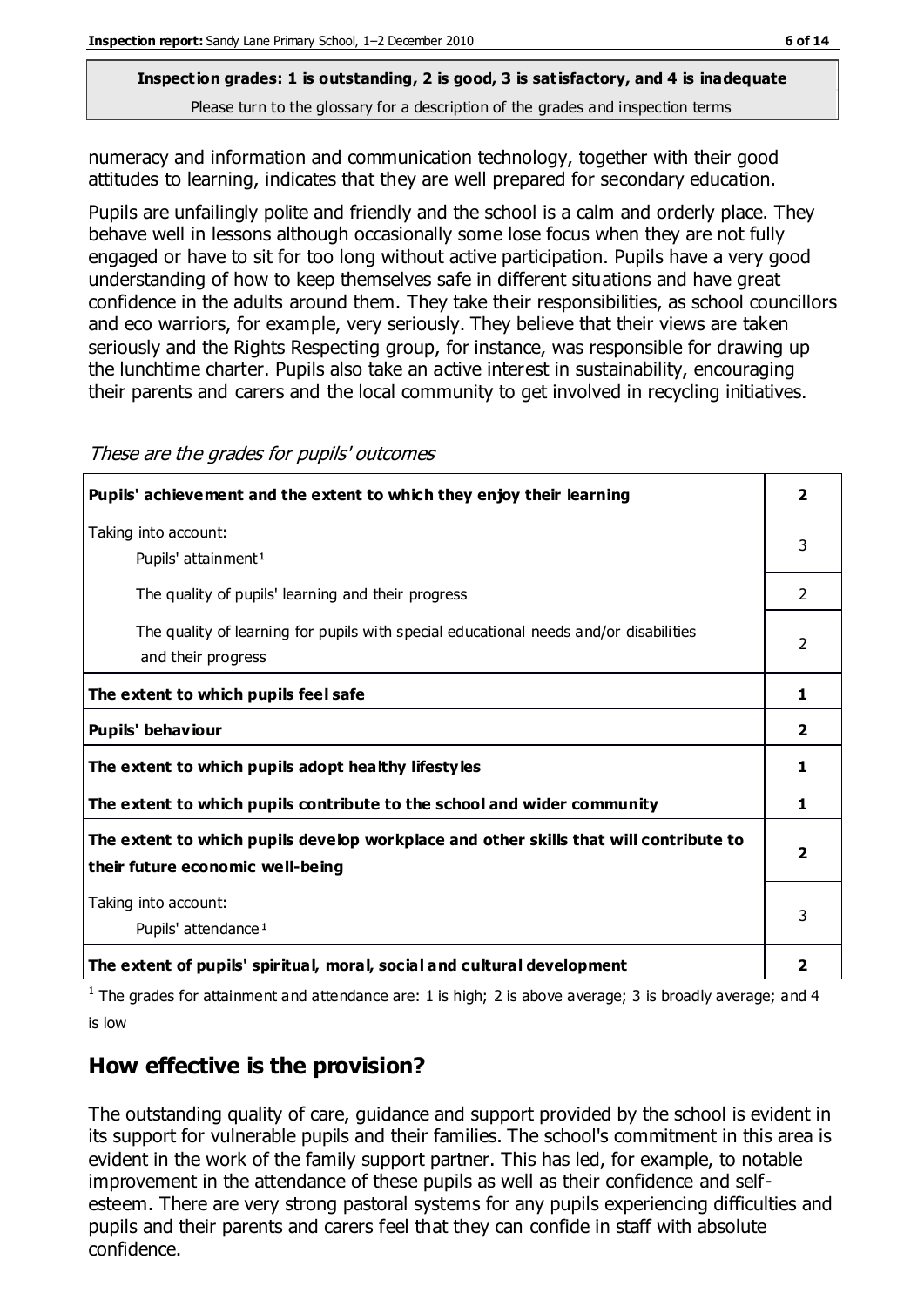**Inspection grades: 1 is outstanding, 2 is good, 3 is satisfactory, and 4 is inadequate**
Please turn to the glossary for a description of the grades and inspection terms

numeracy and information and communication technology, together with their good attitudes to learning, indicates that they are well prepared for secondary education.

Pupils are unfailingly polite and friendly and the school is a calm and orderly place. They behave well in lessons although occasionally some lose focus when they are not fully engaged or have to sit for too long without active participation. Pupils have a very good understanding of how to keep themselves safe in different situations and have great confidence in the adults around them. They take their responsibilities, as school councillors and eco warriors, for example, very seriously. They believe that their views are taken seriously and the Rights Respecting group, for instance, was responsible for drawing up the lunchtime charter. Pupils also take an active interest in sustainability, encouraging their parents and carers and the local community to get involved in recycling initiatives.

*These are the grades for pupils' outcomes*

| | |
|---|---|
| **Pupils' achievement and the extent to which they enjoy their learning** | **2** |
| Taking into account: Pupils' attainment[1] | 3 |
| The quality of pupils' learning and their progress | 2 |
| The quality of learning for pupils with special educational needs and/or disabilities and their progress | 2 |
| **The extent to which pupils feel safe** | **1** |
| **Pupils' behaviour** | **2** |
| **The extent to which pupils adopt healthy lifestyles** | **1** |
| **The extent to which pupils contribute to the school and wider community** | **1** |
| **The extent to which pupils develop workplace and other skills that will contribute to their future economic well-being** | **2** |
| Taking into account: Pupils' attendance[1] | 3 |
| **The extent of pupils' spiritual, moral, social and cultural development** | **2** |

[1] The grades for attainment and attendance are: 1 is high; 2 is above average; 3 is broadly average; and 4 is low

## How effective is the provision?

The outstanding quality of care, guidance and support provided by the school is evident in its support for vulnerable pupils and their families. The school's commitment in this area is evident in the work of the family support partner. This has led, for example, to notable improvement in the attendance of these pupils as well as their confidence and self-esteem. There are very strong pastoral systems for any pupils experiencing difficulties and pupils and their parents and carers feel that they can confide in staff with absolute confidence.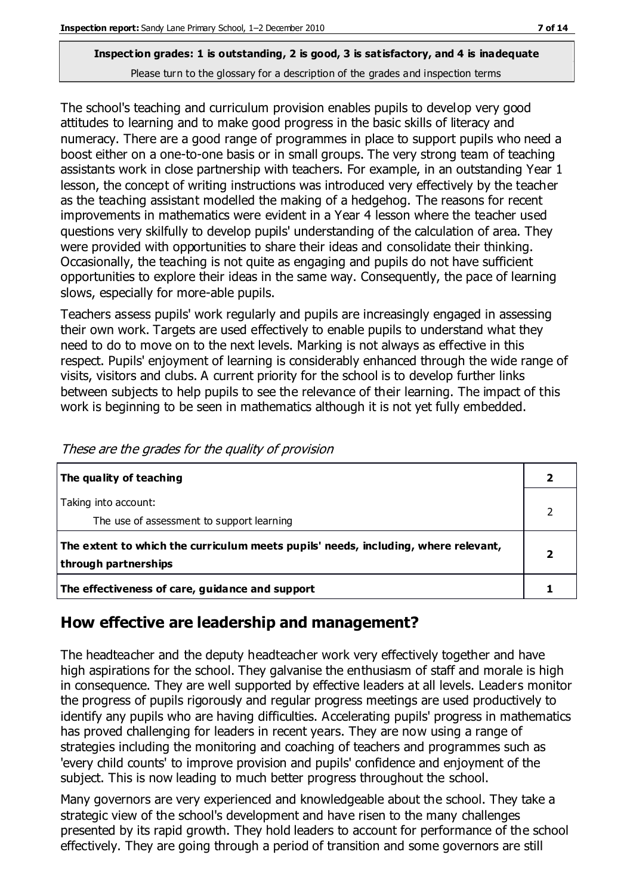**Inspection grades: 1 is outstanding, 2 is good, 3 is satisfactory, and 4 is inadequate**

Please turn to the glossary for a description of the grades and inspection terms

The school's teaching and curriculum provision enables pupils to develop very good attitudes to learning and to make good progress in the basic skills of literacy and numeracy. There are a good range of programmes in place to support pupils who need a boost either on a one-to-one basis or in small groups. The very strong team of teaching assistants work in close partnership with teachers. For example, in an outstanding Year 1 lesson, the concept of writing instructions was introduced very effectively by the teacher as the teaching assistant modelled the making of a hedgehog. The reasons for recent improvements in mathematics were evident in a Year 4 lesson where the teacher used questions very skilfully to develop pupils' understanding of the calculation of area. They were provided with opportunities to share their ideas and consolidate their thinking. Occasionally, the teaching is not quite as engaging and pupils do not have sufficient opportunities to explore their ideas in the same way. Consequently, the pace of learning slows, especially for more-able pupils.

Teachers assess pupils' work regularly and pupils are increasingly engaged in assessing their own work. Targets are used effectively to enable pupils to understand what they need to do to move on to the next levels. Marking is not always as effective in this respect. Pupils' enjoyment of learning is considerably enhanced through the wide range of visits, visitors and clubs. A current priority for the school is to develop further links between subjects to help pupils to see the relevance of their learning. The impact of this work is beginning to be seen in mathematics although it is not yet fully embedded.

*These are the grades for the quality of provision*

| | |
|---|---|
| **The quality of teaching** | **2** |
| Taking into account:<br>The use of assessment to support learning | 2 |
| **The extent to which the curriculum meets pupils' needs, including, where relevant, through partnerships** | **2** |
| **The effectiveness of care, guidance and support** | **1** |

## How effective are leadership and management?

The headteacher and the deputy headteacher work very effectively together and have high aspirations for the school. They galvanise the enthusiasm of staff and morale is high in consequence. They are well supported by effective leaders at all levels. Leaders monitor the progress of pupils rigorously and regular progress meetings are used productively to identify any pupils who are having difficulties. Accelerating pupils' progress in mathematics has proved challenging for leaders in recent years. They are now using a range of strategies including the monitoring and coaching of teachers and programmes such as 'every child counts' to improve provision and pupils' confidence and enjoyment of the subject. This is now leading to much better progress throughout the school.

Many governors are very experienced and knowledgeable about the school. They take a strategic view of the school's development and have risen to the many challenges presented by its rapid growth. They hold leaders to account for performance of the school effectively. They are going through a period of transition and some governors are still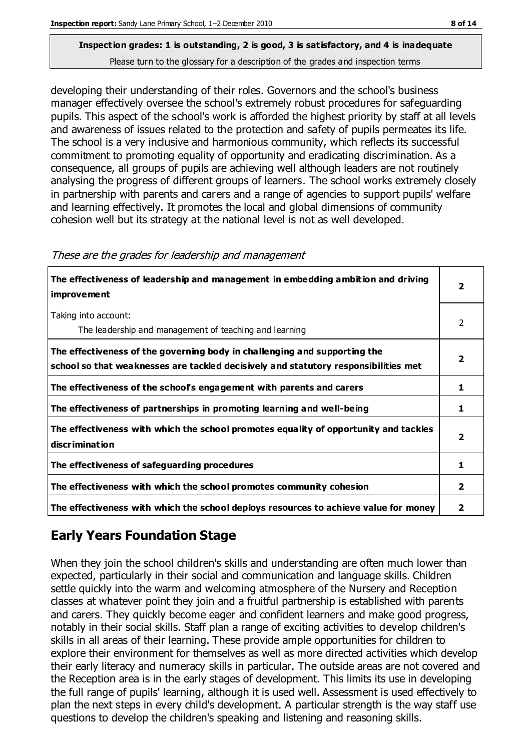**Inspection grades: 1 is outstanding, 2 is good, 3 is satisfactory, and 4 is inadequate**
Please turn to the glossary for a description of the grades and inspection terms

developing their understanding of their roles. Governors and the school's business manager effectively oversee the school's extremely robust procedures for safeguarding pupils. This aspect of the school's work is afforded the highest priority by staff at all levels and awareness of issues related to the protection and safety of pupils permeates its life. The school is a very inclusive and harmonious community, which reflects its successful commitment to promoting equality of opportunity and eradicating discrimination. As a consequence, all groups of pupils are achieving well although leaders are not routinely analysing the progress of different groups of learners. The school works extremely closely in partnership with parents and carers and a range of agencies to support pupils' welfare and learning effectively. It promotes the local and global dimensions of community cohesion well but its strategy at the national level is not as well developed.

*These are the grades for leadership and management*

| | |
|---|---|
| **The effectiveness of leadership and management in embedding ambition and driving improvement** | **2** |
| Taking into account:<br>The leadership and management of teaching and learning | 2 |
| **The effectiveness of the governing body in challenging and supporting the school so that weaknesses are tackled decisively and statutory responsibilities met** | **2** |
| **The effectiveness of the school's engagement with parents and carers** | **1** |
| **The effectiveness of partnerships in promoting learning and well-being** | **1** |
| **The effectiveness with which the school promotes equality of opportunity and tackles discrimination** | **2** |
| **The effectiveness of safeguarding procedures** | **1** |
| **The effectiveness with which the school promotes community cohesion** | **2** |
| **The effectiveness with which the school deploys resources to achieve value for money** | **2** |

## Early Years Foundation Stage

When they join the school children's skills and understanding are often much lower than expected, particularly in their social and communication and language skills. Children settle quickly into the warm and welcoming atmosphere of the Nursery and Reception classes at whatever point they join and a fruitful partnership is established with parents and carers. They quickly become eager and confident learners and make good progress, notably in their social skills. Staff plan a range of exciting activities to develop children's skills in all areas of their learning. These provide ample opportunities for children to explore their environment for themselves as well as more directed activities which develop their early literacy and numeracy skills in particular. The outside areas are not covered and the Reception area is in the early stages of development. This limits its use in developing the full range of pupils' learning, although it is used well. Assessment is used effectively to plan the next steps in every child's development. A particular strength is the way staff use questions to develop the children's speaking and listening and reasoning skills.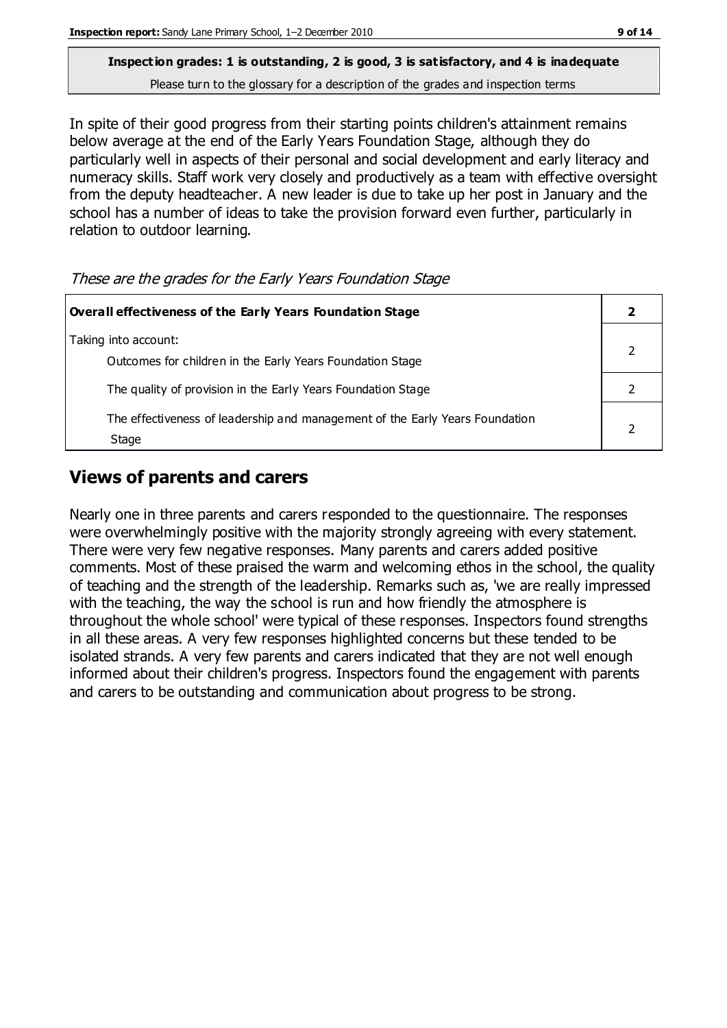**Inspection grades: 1 is outstanding, 2 is good, 3 is satisfactory, and 4 is inadequate**

Please turn to the glossary for a description of the grades and inspection terms

In spite of their good progress from their starting points children's attainment remains below average at the end of the Early Years Foundation Stage, although they do particularly well in aspects of their personal and social development and early literacy and numeracy skills. Staff work very closely and productively as a team with effective oversight from the deputy headteacher. A new leader is due to take up her post in January and the school has a number of ideas to take the provision forward even further, particularly in relation to outdoor learning.

*These are the grades for the Early Years Foundation Stage*

| **Overall effectiveness of the Early Years Foundation Stage** | **2** |
|---|---|
| Taking into account: Outcomes for children in the Early Years Foundation Stage | 2 |
| The quality of provision in the Early Years Foundation Stage | 2 |
| The effectiveness of leadership and management of the Early Years Foundation Stage | 2 |

## Views of parents and carers

Nearly one in three parents and carers responded to the questionnaire. The responses were overwhelmingly positive with the majority strongly agreeing with every statement. There were very few negative responses. Many parents and carers added positive comments. Most of these praised the warm and welcoming ethos in the school, the quality of teaching and the strength of the leadership. Remarks such as, 'we are really impressed with the teaching, the way the school is run and how friendly the atmosphere is throughout the whole school' were typical of these responses. Inspectors found strengths in all these areas. A very few responses highlighted concerns but these tended to be isolated strands. A very few parents and carers indicated that they are not well enough informed about their children's progress. Inspectors found the engagement with parents and carers to be outstanding and communication about progress to be strong.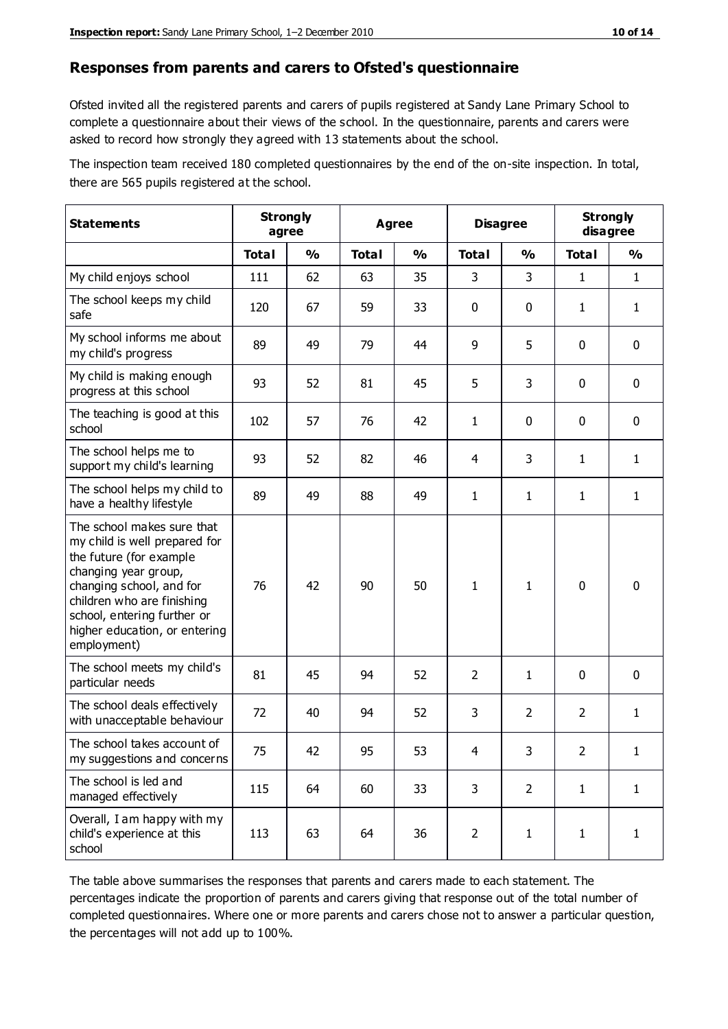## Responses from parents and carers to Ofsted's questionnaire

Ofsted invited all the registered parents and carers of pupils registered at Sandy Lane Primary School to complete a questionnaire about their views of the school. In the questionnaire, parents and carers were asked to record how strongly they agreed with 13 statements about the school.

The inspection team received 180 completed questionnaires by the end of the on-site inspection. In total, there are 565 pupils registered at the school.

| Statements | Strongly agree | | Agree | | Disagree | | Strongly disagree | |
|---|---|---|---|---|---|---|---|---|
| | Total | % | Total | % | Total | % | Total | % |
| My child enjoys school | 111 | 62 | 63 | 35 | 3 | 3 | 1 | 1 |
| The school keeps my child safe | 120 | 67 | 59 | 33 | 0 | 0 | 1 | 1 |
| My school informs me about my child's progress | 89 | 49 | 79 | 44 | 9 | 5 | 0 | 0 |
| My child is making enough progress at this school | 93 | 52 | 81 | 45 | 5 | 3 | 0 | 0 |
| The teaching is good at this school | 102 | 57 | 76 | 42 | 1 | 0 | 0 | 0 |
| The school helps me to support my child's learning | 93 | 52 | 82 | 46 | 4 | 3 | 1 | 1 |
| The school helps my child to have a healthy lifestyle | 89 | 49 | 88 | 49 | 1 | 1 | 1 | 1 |
| The school makes sure that my child is well prepared for the future (for example changing year group, changing school, and for children who are finishing school, entering further or higher education, or entering employment) | 76 | 42 | 90 | 50 | 1 | 1 | 0 | 0 |
| The school meets my child's particular needs | 81 | 45 | 94 | 52 | 2 | 1 | 0 | 0 |
| The school deals effectively with unacceptable behaviour | 72 | 40 | 94 | 52 | 3 | 2 | 2 | 1 |
| The school takes account of my suggestions and concerns | 75 | 42 | 95 | 53 | 4 | 3 | 2 | 1 |
| The school is led and managed effectively | 115 | 64 | 60 | 33 | 3 | 2 | 1 | 1 |
| Overall, I am happy with my child's experience at this school | 113 | 63 | 64 | 36 | 2 | 1 | 1 | 1 |

The table above summarises the responses that parents and carers made to each statement. The percentages indicate the proportion of parents and carers giving that response out of the total number of completed questionnaires. Where one or more parents and carers chose not to answer a particular question, the percentages will not add up to 100%.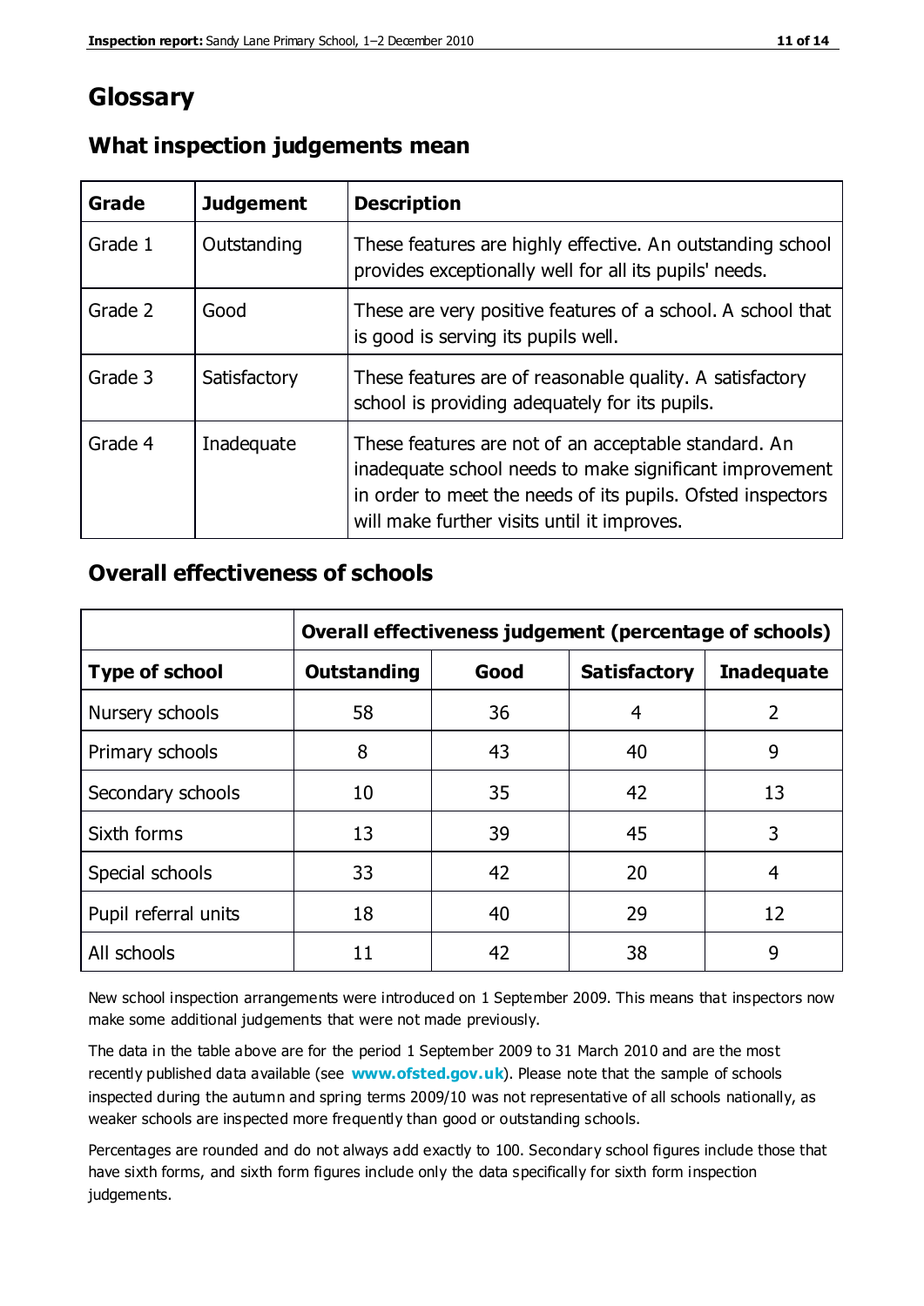# Glossary

## What inspection judgements mean

| Grade | Judgement | Description |
|---|---|---|
| Grade 1 | Outstanding | These features are highly effective. An outstanding school provides exceptionally well for all its pupils' needs. |
| Grade 2 | Good | These are very positive features of a school. A school that is good is serving its pupils well. |
| Grade 3 | Satisfactory | These features are of reasonable quality. A satisfactory school is providing adequately for its pupils. |
| Grade 4 | Inadequate | These features are not of an acceptable standard. An inadequate school needs to make significant improvement in order to meet the needs of its pupils. Ofsted inspectors will make further visits until it improves. |

## Overall effectiveness of schools

| | Overall effectiveness judgement (percentage of schools) | | | |
|---|---|---|---|---|
| **Type of school** | **Outstanding** | **Good** | **Satisfactory** | **Inadequate** |
| Nursery schools | 58 | 36 | 4 | 2 |
| Primary schools | 8 | 43 | 40 | 9 |
| Secondary schools | 10 | 35 | 42 | 13 |
| Sixth forms | 13 | 39 | 45 | 3 |
| Special schools | 33 | 42 | 20 | 4 |
| Pupil referral units | 18 | 40 | 29 | 12 |
| All schools | 11 | 42 | 38 | 9 |

New school inspection arrangements were introduced on 1 September 2009. This means that inspectors now make some additional judgements that were not made previously.

The data in the table above are for the period 1 September 2009 to 31 March 2010 and are the most recently published data available (see **www.ofsted.gov.uk**). Please note that the sample of schools inspected during the autumn and spring terms 2009/10 was not representative of all schools nationally, as weaker schools are inspected more frequently than good or outstanding schools.

Percentages are rounded and do not always add exactly to 100. Secondary school figures include those that have sixth forms, and sixth form figures include only the data specifically for sixth form inspection judgements.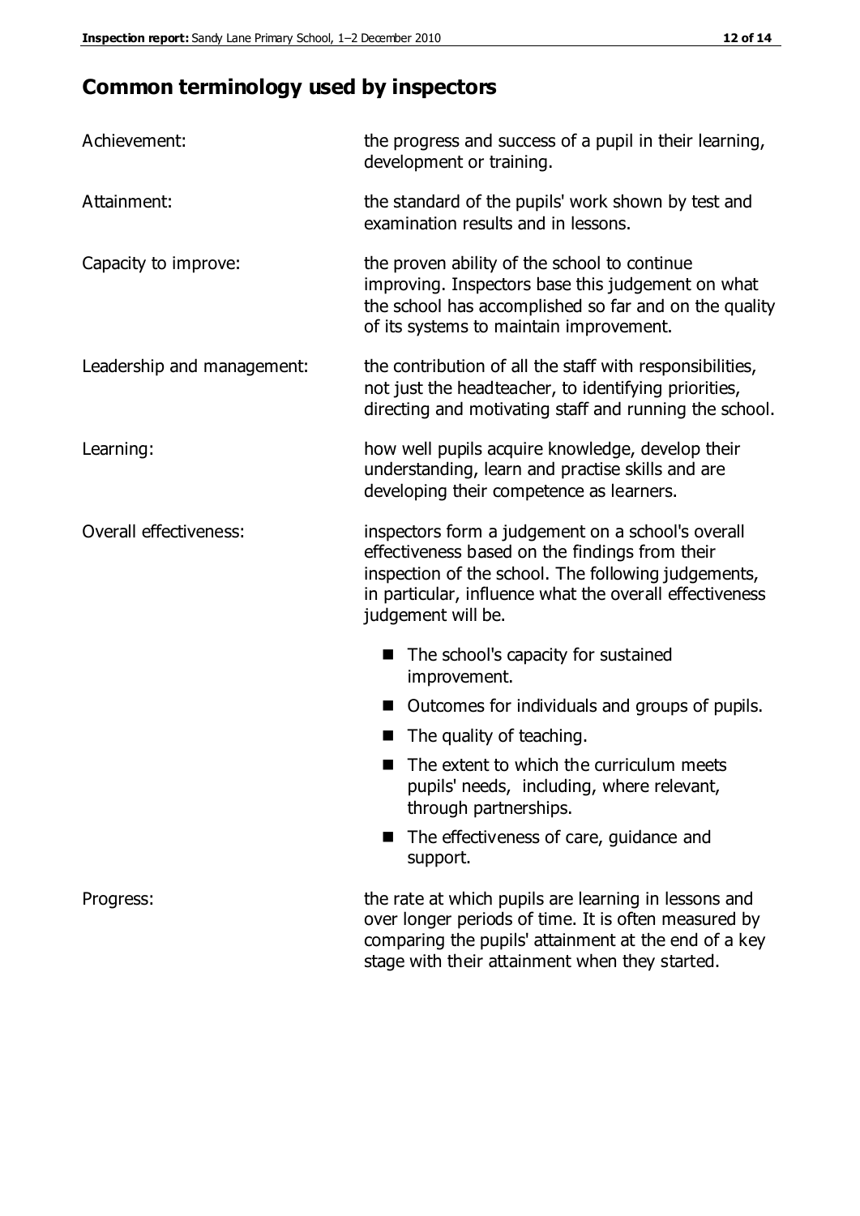## Common terminology used by inspectors

| | |
|---|---|
| Achievement: | the progress and success of a pupil in their learning, development or training. |
| Attainment: | the standard of the pupils' work shown by test and examination results and in lessons. |
| Capacity to improve: | the proven ability of the school to continue improving. Inspectors base this judgement on what the school has accomplished so far and on the quality of its systems to maintain improvement. |
| Leadership and management: | the contribution of all the staff with responsibilities, not just the headteacher, to identifying priorities, directing and motivating staff and running the school. |
| Learning: | how well pupils acquire knowledge, develop their understanding, learn and practise skills and are developing their competence as learners. |
| Overall effectiveness: | inspectors form a judgement on a school's overall effectiveness based on the findings from their inspection of the school. The following judgements, in particular, influence what the overall effectiveness judgement will be. <br>■ The school's capacity for sustained improvement.<br>■ Outcomes for individuals and groups of pupils.<br>■ The quality of teaching.<br>■ The extent to which the curriculum meets pupils' needs, including, where relevant, through partnerships.<br>■ The effectiveness of care, guidance and support. |
| Progress: | the rate at which pupils are learning in lessons and over longer periods of time. It is often measured by comparing the pupils' attainment at the end of a key stage with their attainment when they started. |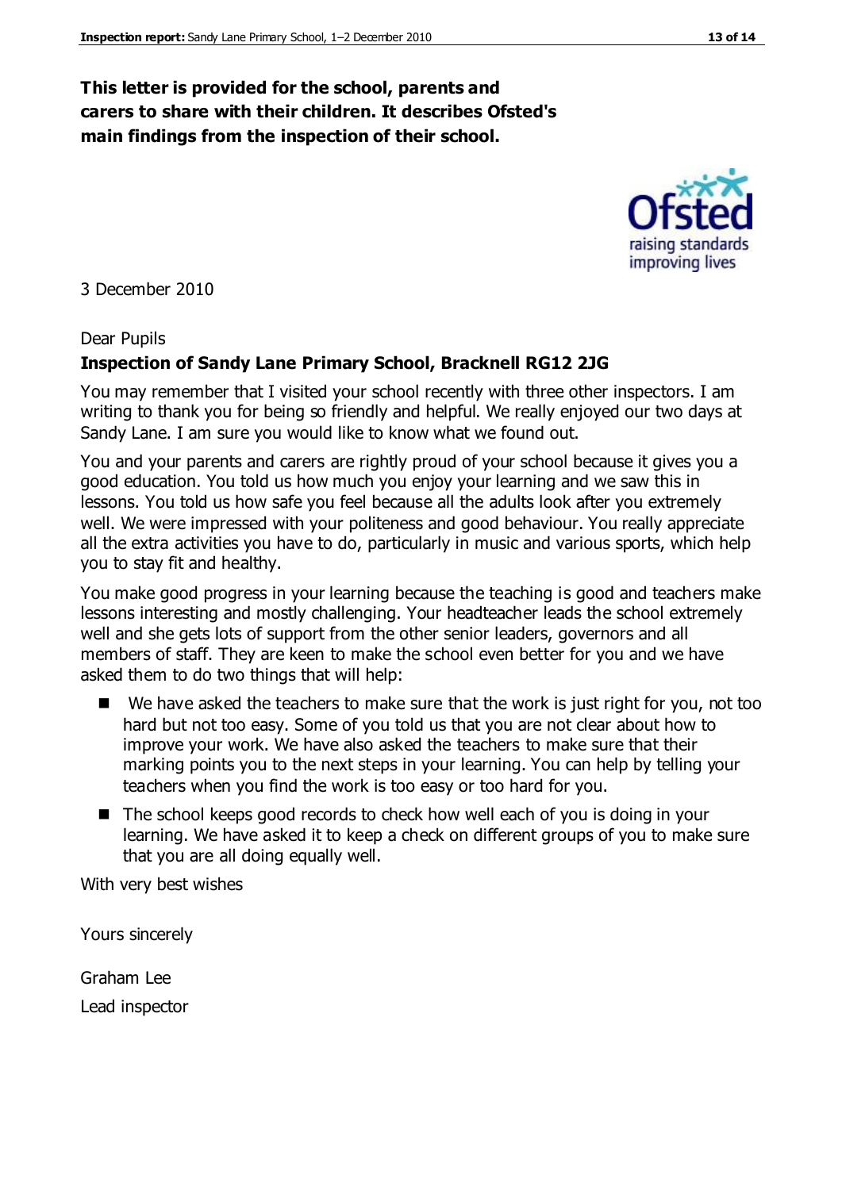**This letter is provided for the school, parents and carers to share with their children. It describes Ofsted's main findings from the inspection of their school.**

3 December 2010

Dear Pupils

**Inspection of Sandy Lane Primary School, Bracknell RG12 2JG**

You may remember that I visited your school recently with three other inspectors. I am writing to thank you for being so friendly and helpful. We really enjoyed our two days at Sandy Lane. I am sure you would like to know what we found out.

You and your parents and carers are rightly proud of your school because it gives you a good education. You told us how much you enjoy your learning and we saw this in lessons. You told us how safe you feel because all the adults look after you extremely well. We were impressed with your politeness and good behaviour. You really appreciate all the extra activities you have to do, particularly in music and various sports, which help you to stay fit and healthy.

You make good progress in your learning because the teaching is good and teachers make lessons interesting and mostly challenging. Your headteacher leads the school extremely well and she gets lots of support from the other senior leaders, governors and all members of staff. They are keen to make the school even better for you and we have asked them to do two things that will help:

- We have asked the teachers to make sure that the work is just right for you, not too hard but not too easy. Some of you told us that you are not clear about how to improve your work. We have also asked the teachers to make sure that their marking points you to the next steps in your learning. You can help by telling your teachers when you find the work is too easy or too hard for you.
- The school keeps good records to check how well each of you is doing in your learning. We have asked it to keep a check on different groups of you to make sure that you are all doing equally well.

With very best wishes

Yours sincerely

Graham Lee

Lead inspector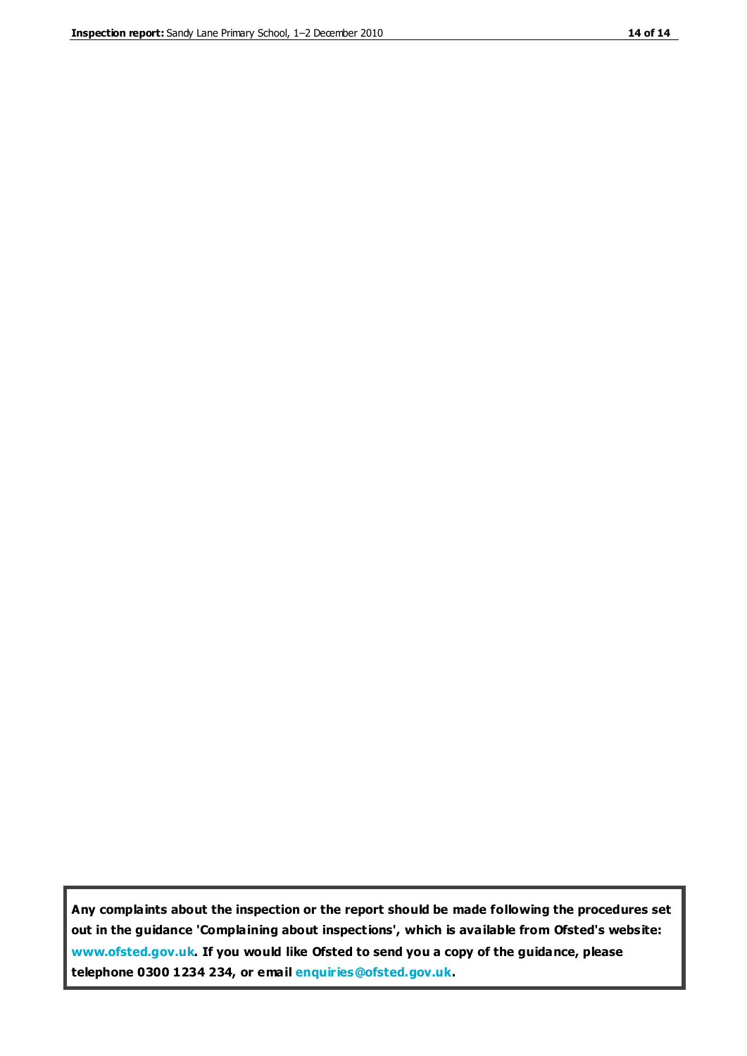**Any complaints about the inspection or the report should be made following the procedures set out in the guidance 'Complaining about inspections', which is available from Ofsted's website: www.ofsted.gov.uk. If you would like Ofsted to send you a copy of the guidance, please telephone 0300 1234 234, or email enquiries@ofsted.gov.uk.**